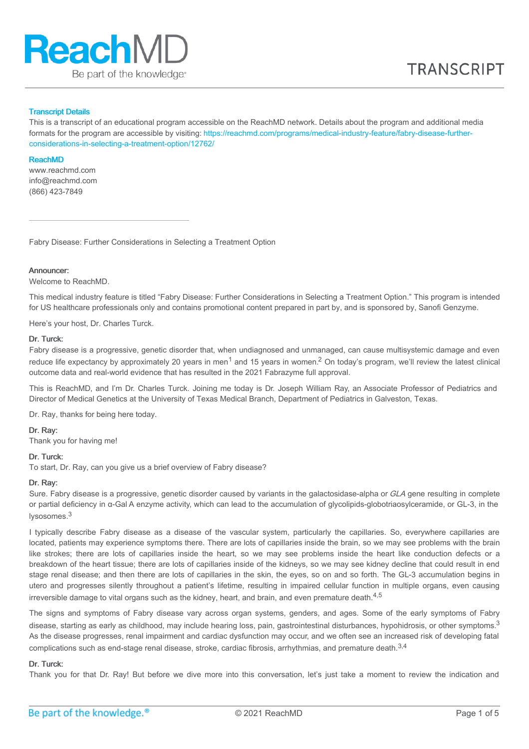**Transcript Details**

This is a transcript of an educational program accessible on the ReachMD network. Details about the program and additional media formats for the program are accessible by visiting: https://reachmd.com/programs/medical-industry-feature/fabry-disease-further-considerations-in-selecting-a-treatment-option/12762/

**ReachMD**

www.reachmd.com
info@reachmd.com
(866) 423-7849

---

Fabry Disease: Further Considerations in Selecting a Treatment Option

**Announcer:**
Welcome to ReachMD.

This medical industry feature is titled "Fabry Disease: Further Considerations in Selecting a Treatment Option." This program is intended for US healthcare professionals only and contains promotional content prepared in part by, and is sponsored by, Sanofi Genzyme.

Here's your host, Dr. Charles Turck.

**Dr. Turck:**
Fabry disease is a progressive, genetic disorder that, when undiagnosed and unmanaged, can cause multisystemic damage and even reduce life expectancy by approximately 20 years in men[1] and 15 years in women.[2] On today's program, we'll review the latest clinical outcome data and real-world evidence that has resulted in the 2021 Fabrazyme full approval.

This is ReachMD, and I'm Dr. Charles Turck. Joining me today is Dr. Joseph William Ray, an Associate Professor of Pediatrics and Director of Medical Genetics at the University of Texas Medical Branch, Department of Pediatrics in Galveston, Texas.

Dr. Ray, thanks for being here today.

**Dr. Ray:**
Thank you for having me!

**Dr. Turck:**
To start, Dr. Ray, can you give us a brief overview of Fabry disease?

**Dr. Ray:**
Sure. Fabry disease is a progressive, genetic disorder caused by variants in the galactosidase-alpha or *GLA* gene resulting in complete or partial deficiency in α-Gal A enzyme activity, which can lead to the accumulation of glycolipids-globotriaosylceramide, or GL-3, in the lysosomes.[3]

I typically describe Fabry disease as a disease of the vascular system, particularly the capillaries. So, everywhere capillaries are located, patients may experience symptoms there. There are lots of capillaries inside the brain, so we may see problems with the brain like strokes; there are lots of capillaries inside the heart, so we may see problems inside the heart like conduction defects or a breakdown of the heart tissue; there are lots of capillaries inside of the kidneys, so we may see kidney decline that could result in end stage renal disease; and then there are lots of capillaries in the skin, the eyes, so on and so forth. The GL-3 accumulation begins in utero and progresses silently throughout a patient's lifetime, resulting in impaired cellular function in multiple organs, even causing irreversible damage to vital organs such as the kidney, heart, and brain, and even premature death.[4,5]

The signs and symptoms of Fabry disease vary across organ systems, genders, and ages. Some of the early symptoms of Fabry disease, starting as early as childhood, may include hearing loss, pain, gastrointestinal disturbances, hypohidrosis, or other symptoms.[3] As the disease progresses, renal impairment and cardiac dysfunction may occur, and we often see an increased risk of developing fatal complications such as end-stage renal disease, stroke, cardiac fibrosis, arrhythmias, and premature death.[3,4]

**Dr. Turck:**
Thank you for that Dr. Ray! But before we dive more into this conversation, let's just take a moment to review the indication and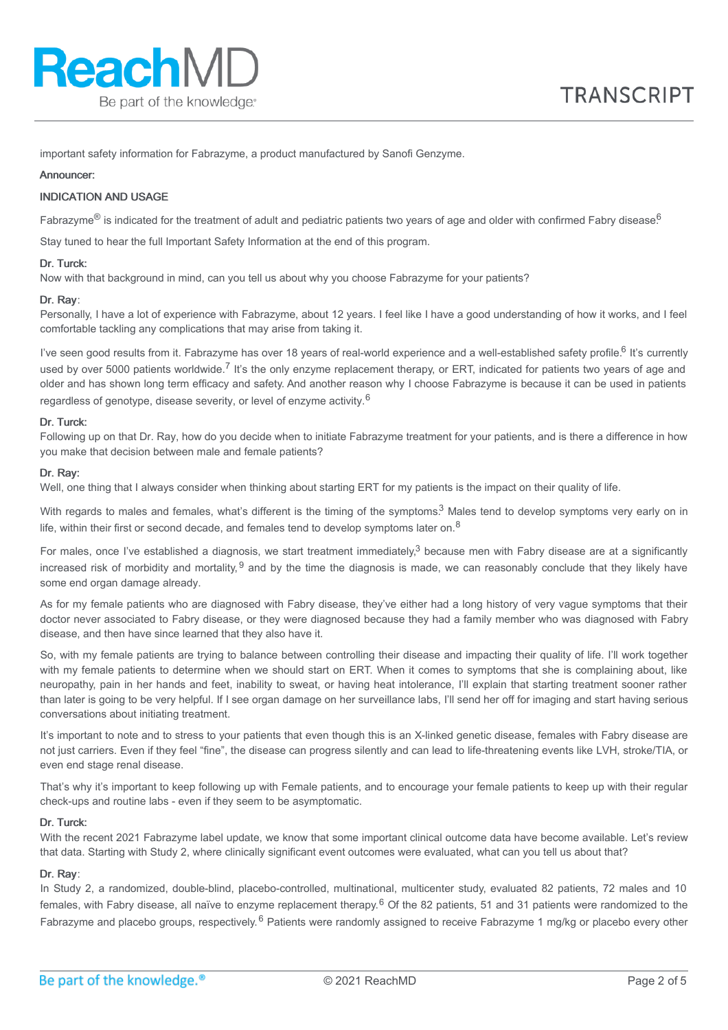important safety information for Fabrazyme, a product manufactured by Sanofi Genzyme.

**Announcer:**

**INDICATION AND USAGE**

Fabrazyme® is indicated for the treatment of adult and pediatric patients two years of age and older with confirmed Fabry disease[6]

Stay tuned to hear the full Important Safety Information at the end of this program.

**Dr. Turck:**
Now with that background in mind, can you tell us about why you choose Fabrazyme for your patients?

**Dr. Ray:**
Personally, I have a lot of experience with Fabrazyme, about 12 years. I feel like I have a good understanding of how it works, and I feel comfortable tackling any complications that may arise from taking it.

I've seen good results from it. Fabrazyme has over 18 years of real-world experience and a well-established safety profile.[6] It's currently used by over 5000 patients worldwide.[7] It's the only enzyme replacement therapy, or ERT, indicated for patients two years of age and older and has shown long term efficacy and safety. And another reason why I choose Fabrazyme is because it can be used in patients regardless of genotype, disease severity, or level of enzyme activity.[6]

**Dr. Turck:**
Following up on that Dr. Ray, how do you decide when to initiate Fabrazyme treatment for your patients, and is there a difference in how you make that decision between male and female patients?

**Dr. Ray:**
Well, one thing that I always consider when thinking about starting ERT for my patients is the impact on their quality of life.

With regards to males and females, what's different is the timing of the symptoms.[3] Males tend to develop symptoms very early on in life, within their first or second decade, and females tend to develop symptoms later on.[8]

For males, once I've established a diagnosis, we start treatment immediately,[3] because men with Fabry disease are at a significantly increased risk of morbidity and mortality,[9] and by the time the diagnosis is made, we can reasonably conclude that they likely have some end organ damage already.

As for my female patients who are diagnosed with Fabry disease, they've either had a long history of very vague symptoms that their doctor never associated to Fabry disease, or they were diagnosed because they had a family member who was diagnosed with Fabry disease, and then have since learned that they also have it.

So, with my female patients are trying to balance between controlling their disease and impacting their quality of life. I'll work together with my female patients to determine when we should start on ERT. When it comes to symptoms that she is complaining about, like neuropathy, pain in her hands and feet, inability to sweat, or having heat intolerance, I'll explain that starting treatment sooner rather than later is going to be very helpful. If I see organ damage on her surveillance labs, I'll send her off for imaging and start having serious conversations about initiating treatment.

It's important to note and to stress to your patients that even though this is an X-linked genetic disease, females with Fabry disease are not just carriers. Even if they feel "fine", the disease can progress silently and can lead to life-threatening events like LVH, stroke/TIA, or even end stage renal disease.

That's why it's important to keep following up with Female patients, and to encourage your female patients to keep up with their regular check-ups and routine labs - even if they seem to be asymptomatic.

**Dr. Turck:**
With the recent 2021 Fabrazyme label update, we know that some important clinical outcome data have become available. Let's review that data. Starting with Study 2, where clinically significant event outcomes were evaluated, what can you tell us about that?

**Dr. Ray:**
In Study 2, a randomized, double-blind, placebo-controlled, multinational, multicenter study, evaluated 82 patients, 72 males and 10 females, with Fabry disease, all naïve to enzyme replacement therapy.[6] Of the 82 patients, 51 and 31 patients were randomized to the Fabrazyme and placebo groups, respectively.[6] Patients were randomly assigned to receive Fabrazyme 1 mg/kg or placebo every other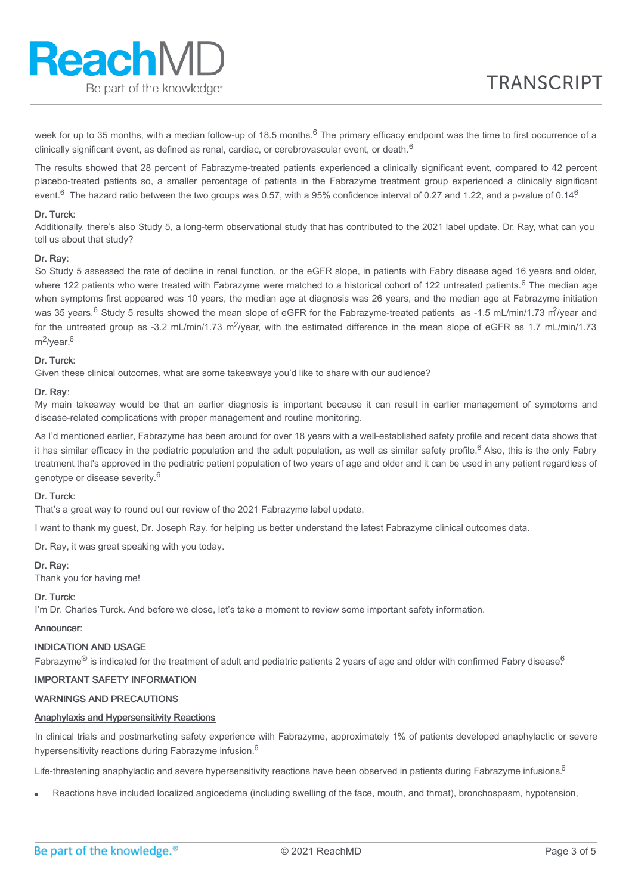week for up to 35 months, with a median follow-up of 18.5 months.[6] The primary efficacy endpoint was the time to first occurrence of a clinically significant event, as defined as renal, cardiac, or cerebrovascular event, or death.[6]

The results showed that 28 percent of Fabrazyme-treated patients experienced a clinically significant event, compared to 42 percent placebo-treated patients so, a smaller percentage of patients in the Fabrazyme treatment group experienced a clinically significant event.[6] The hazard ratio between the two groups was 0.57, with a 95% confidence interval of 0.27 and 1.22, and a p-value of 0.14[6]

**Dr. Turck:**
Additionally, there's also Study 5, a long-term observational study that has contributed to the 2021 label update. Dr. Ray, what can you tell us about that study?

**Dr. Ray:**
So Study 5 assessed the rate of decline in renal function, or the eGFR slope, in patients with Fabry disease aged 16 years and older, where 122 patients who were treated with Fabrazyme were matched to a historical cohort of 122 untreated patients.[6] The median age when symptoms first appeared was 10 years, the median age at diagnosis was 26 years, and the median age at Fabrazyme initiation was 35 years.[6] Study 5 results showed the mean slope of eGFR for the Fabrazyme-treated patients as -1.5 mL/min/1.73 $m^2$/year and for the untreated group as -3.2 mL/min/1.73 $m^2$/year, with the estimated difference in the mean slope of eGFR as 1.7 mL/min/1.73 $m^2$/year.[6]

**Dr. Turck:**
Given these clinical outcomes, what are some takeaways you'd like to share with our audience?

**Dr. Ray**:
My main takeaway would be that an earlier diagnosis is important because it can result in earlier management of symptoms and disease-related complications with proper management and routine monitoring.

As I'd mentioned earlier, Fabrazyme has been around for over 18 years with a well-established safety profile and recent data shows that it has similar efficacy in the pediatric population and the adult population, as well as similar safety profile.[6] Also, this is the only Fabry treatment that's approved in the pediatric patient population of two years of age and older and it can be used in any patient regardless of genotype or disease severity.[6]

**Dr. Turck:**
That's a great way to round out our review of the 2021 Fabrazyme label update.

I want to thank my guest, Dr. Joseph Ray, for helping us better understand the latest Fabrazyme clinical outcomes data.

Dr. Ray, it was great speaking with you today.

**Dr. Ray:**
Thank you for having me!

**Dr. Turck:**
I'm Dr. Charles Turck. And before we close, let's take a moment to review some important safety information.

**Announcer**:

**INDICATION AND USAGE**
Fabrazyme® is indicated for the treatment of adult and pediatric patients 2 years of age and older with confirmed Fabry disease.[6]

**IMPORTANT SAFETY INFORMATION**

**WARNINGS AND PRECAUTIONS**

**Anaphylaxis and Hypersensitivity Reactions**

In clinical trials and postmarketing safety experience with Fabrazyme, approximately 1% of patients developed anaphylactic or severe hypersensitivity reactions during Fabrazyme infusion.[6]

Life-threatening anaphylactic and severe hypersensitivity reactions have been observed in patients during Fabrazyme infusions.[6]

- Reactions have included localized angioedema (including swelling of the face, mouth, and throat), bronchospasm, hypotension,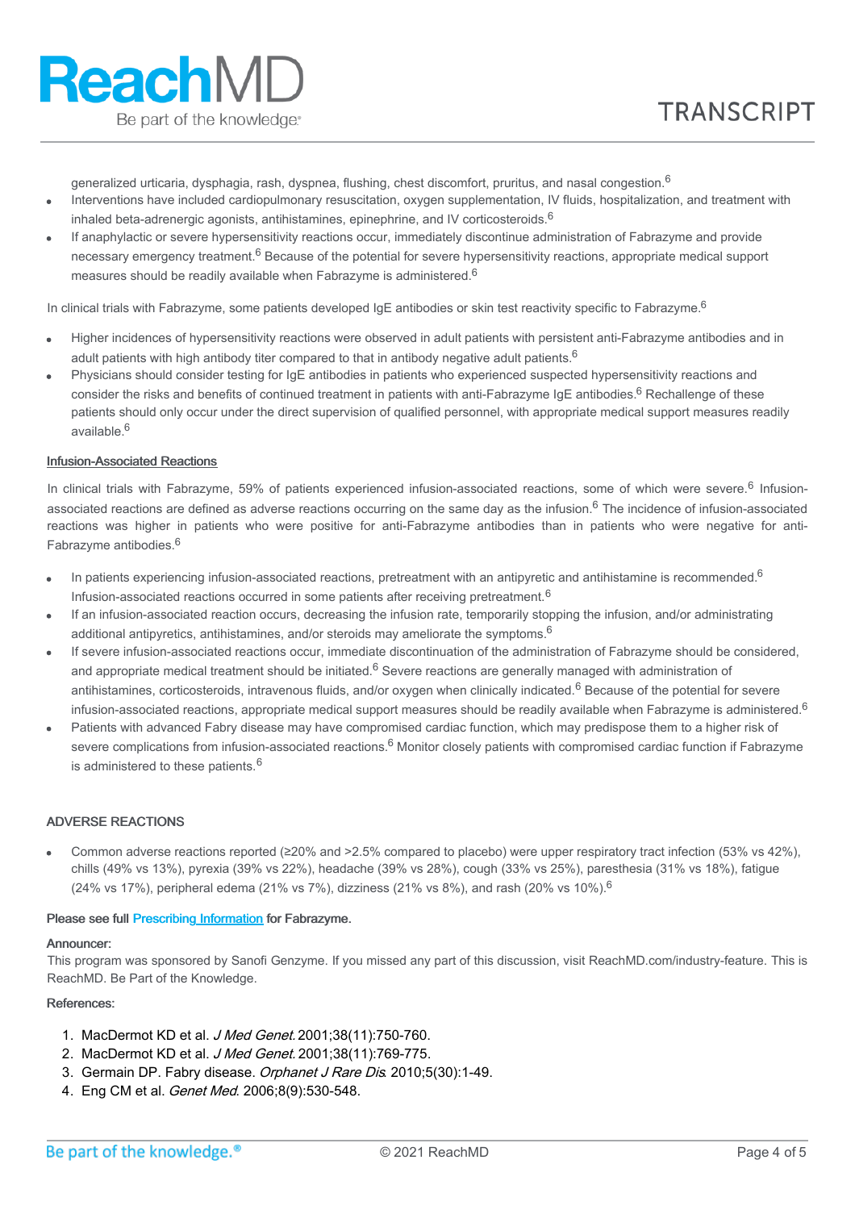generalized urticaria, dysphagia, rash, dyspnea, flushing, chest discomfort, pruritus, and nasal congestion.[6]

- Interventions have included cardiopulmonary resuscitation, oxygen supplementation, IV fluids, hospitalization, and treatment with inhaled beta-adrenergic agonists, antihistamines, epinephrine, and IV corticosteroids.[6]
- If anaphylactic or severe hypersensitivity reactions occur, immediately discontinue administration of Fabrazyme and provide necessary emergency treatment.[6] Because of the potential for severe hypersensitivity reactions, appropriate medical support measures should be readily available when Fabrazyme is administered.[6]

In clinical trials with Fabrazyme, some patients developed IgE antibodies or skin test reactivity specific to Fabrazyme.[6]

- Higher incidences of hypersensitivity reactions were observed in adult patients with persistent anti-Fabrazyme antibodies and in adult patients with high antibody titer compared to that in antibody negative adult patients.[6]
- Physicians should consider testing for IgE antibodies in patients who experienced suspected hypersensitivity reactions and consider the risks and benefits of continued treatment in patients with anti-Fabrazyme IgE antibodies.[6] Rechallenge of these patients should only occur under the direct supervision of qualified personnel, with appropriate medical support measures readily available.[6]

Infusion-Associated Reactions

In clinical trials with Fabrazyme, 59% of patients experienced infusion-associated reactions, some of which were severe.[6] Infusion-associated reactions are defined as adverse reactions occurring on the same day as the infusion.[6] The incidence of infusion-associated reactions was higher in patients who were positive for anti-Fabrazyme antibodies than in patients who were negative for anti-Fabrazyme antibodies.[6]

- In patients experiencing infusion-associated reactions, pretreatment with an antipyretic and antihistamine is recommended.[6] Infusion-associated reactions occurred in some patients after receiving pretreatment.[6]
- If an infusion-associated reaction occurs, decreasing the infusion rate, temporarily stopping the infusion, and/or administrating additional antipyretics, antihistamines, and/or steroids may ameliorate the symptoms.[6]
- If severe infusion-associated reactions occur, immediate discontinuation of the administration of Fabrazyme should be considered, and appropriate medical treatment should be initiated.[6] Severe reactions are generally managed with administration of antihistamines, corticosteroids, intravenous fluids, and/or oxygen when clinically indicated.[6] Because of the potential for severe infusion-associated reactions, appropriate medical support measures should be readily available when Fabrazyme is administered.[6]
- Patients with advanced Fabry disease may have compromised cardiac function, which may predispose them to a higher risk of severe complications from infusion-associated reactions.[6] Monitor closely patients with compromised cardiac function if Fabrazyme is administered to these patients.[6]

ADVERSE REACTIONS

- Common adverse reactions reported (≥20% and >2.5% compared to placebo) were upper respiratory tract infection (53% vs 42%), chills (49% vs 13%), pyrexia (39% vs 22%), headache (39% vs 28%), cough (33% vs 25%), paresthesia (31% vs 18%), fatigue (24% vs 17%), peripheral edema (21% vs 7%), dizziness (21% vs 8%), and rash (20% vs 10%).[6]

**Please see full Prescribing Information for Fabrazyme.**

**Announcer:**
This program was sponsored by Sanofi Genzyme. If you missed any part of this discussion, visit ReachMD.com/industry-feature. This is ReachMD. Be Part of the Knowledge.

**References:**

1. MacDermot KD et al. *J Med Genet.* 2001;38(11):750-760.
2. MacDermot KD et al. *J Med Genet.* 2001;38(11):769-775.
3. Germain DP. Fabry disease. *Orphanet J Rare Dis.* 2010;5(30):1-49.
4. Eng CM et al. *Genet Med.* 2006;8(9):530-548.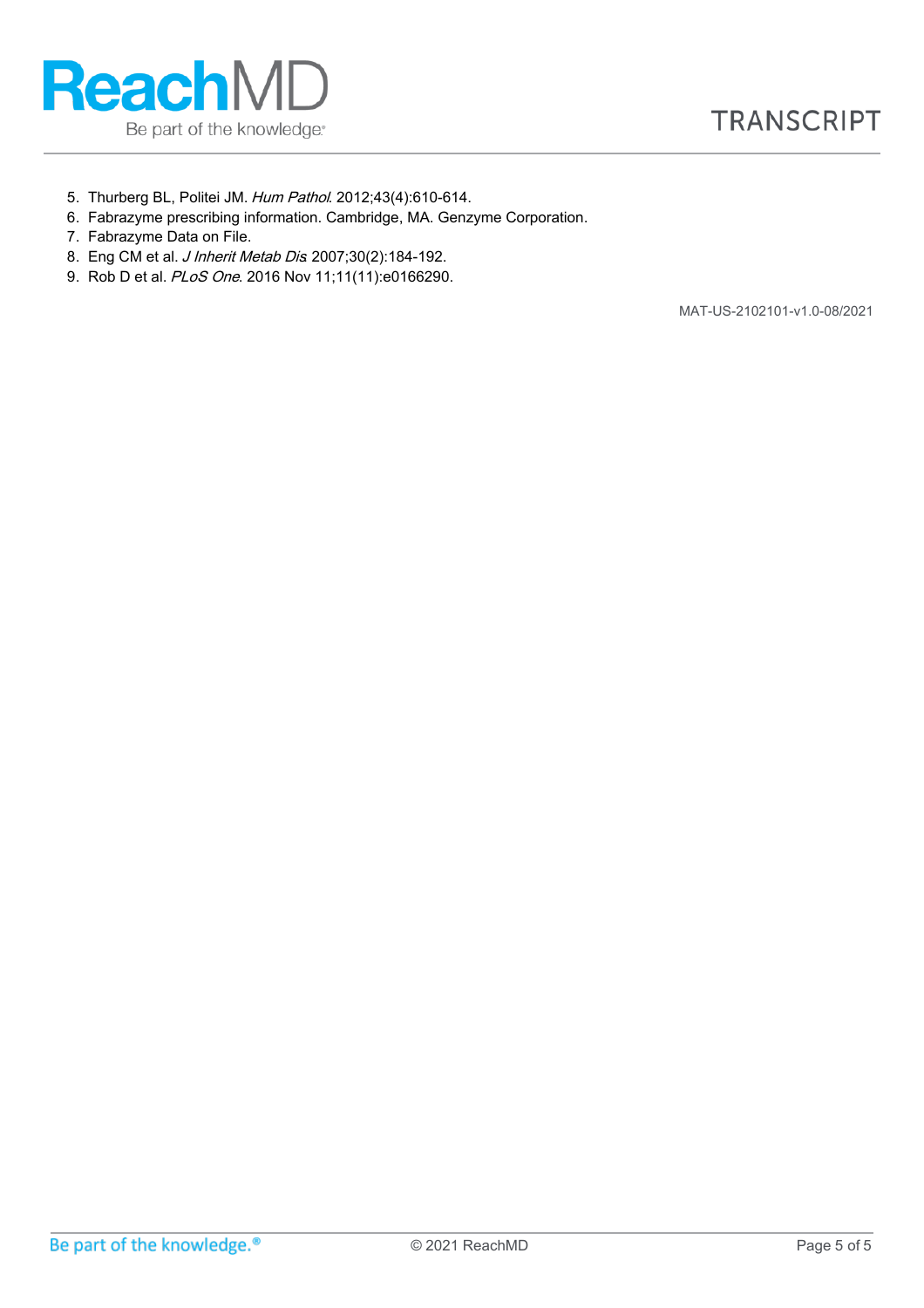5. Thurberg BL, Politei JM. *Hum Pathol*. 2012;43(4):610-614.
6. Fabrazyme prescribing information. Cambridge, MA. Genzyme Corporation.
7. Fabrazyme Data on File.
8. Eng CM et al. *J Inherit Metab Dis* 2007;30(2):184-192.
9. Rob D et al. *PLoS One*. 2016 Nov 11;11(11):e0166290.

MAT-US-2102101-v1.0-08/2021